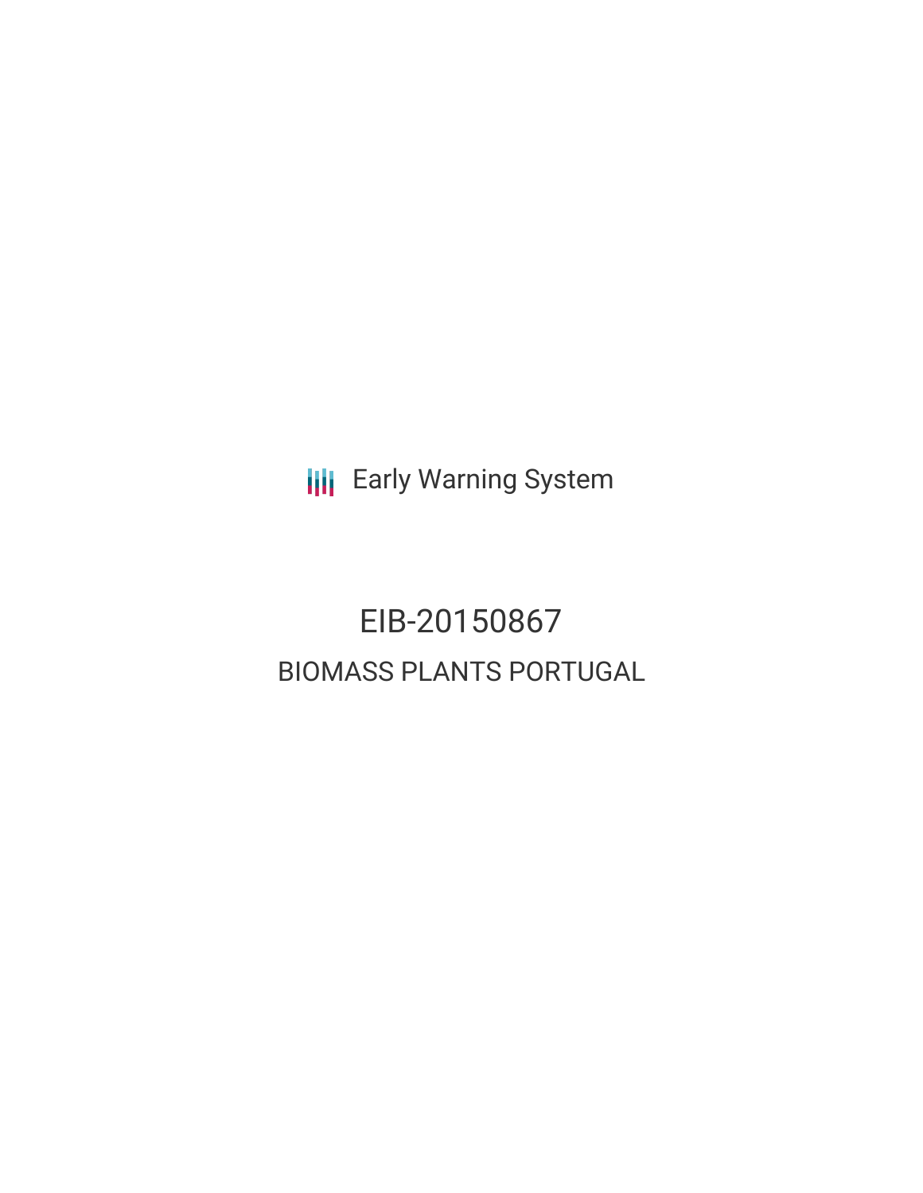Early Warning System

# EIB-20150867

## BIOMASS PLANTS PORTUGAL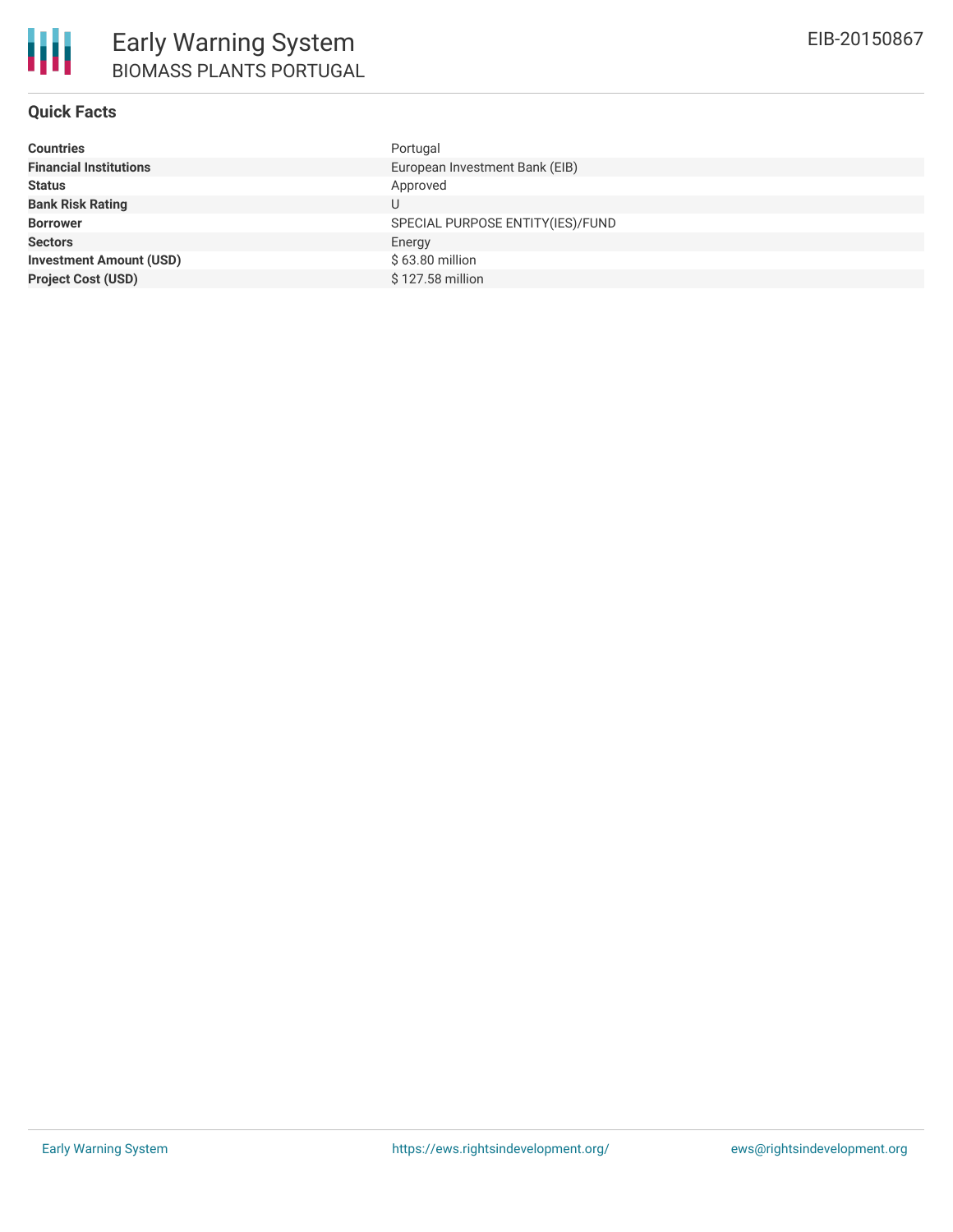# Early Warning System

## BIOMASS PLANTS PORTUGAL

EIB-20150867

### Quick Facts

| | |
|---|---|
| **Countries** | Portugal |
| **Financial Institutions** | European Investment Bank (EIB) |
| **Status** | Approved |
| **Bank Risk Rating** | U |
| **Borrower** | SPECIAL PURPOSE ENTITY(IES)/FUND |
| **Sectors** | Energy |
| **Investment Amount (USD)** | $ 63.80 million |
| **Project Cost (USD)** | $ 127.58 million |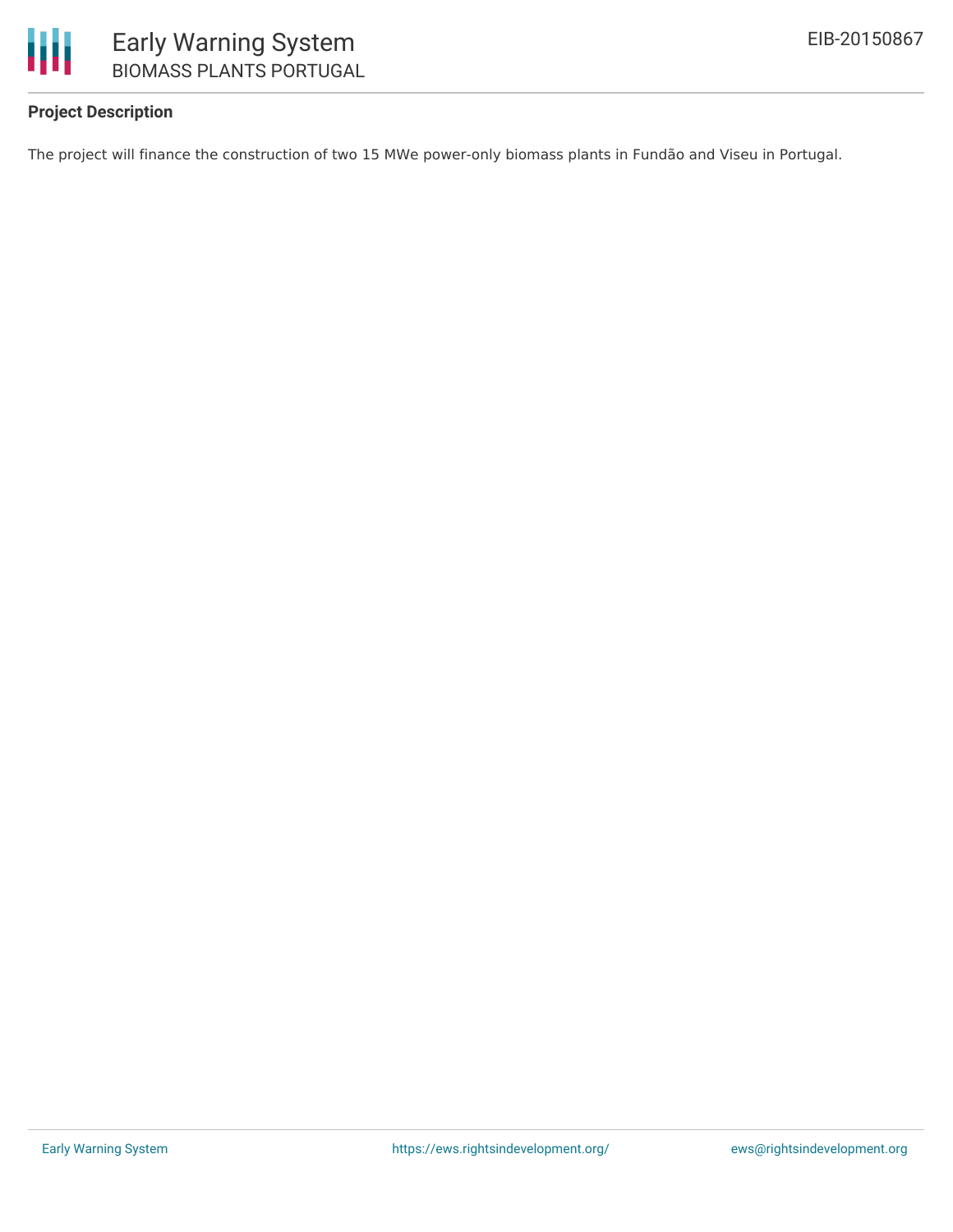**Project Description**

The project will finance the construction of two 15 MWe power-only biomass plants in Fundão and Viseu in Portugal.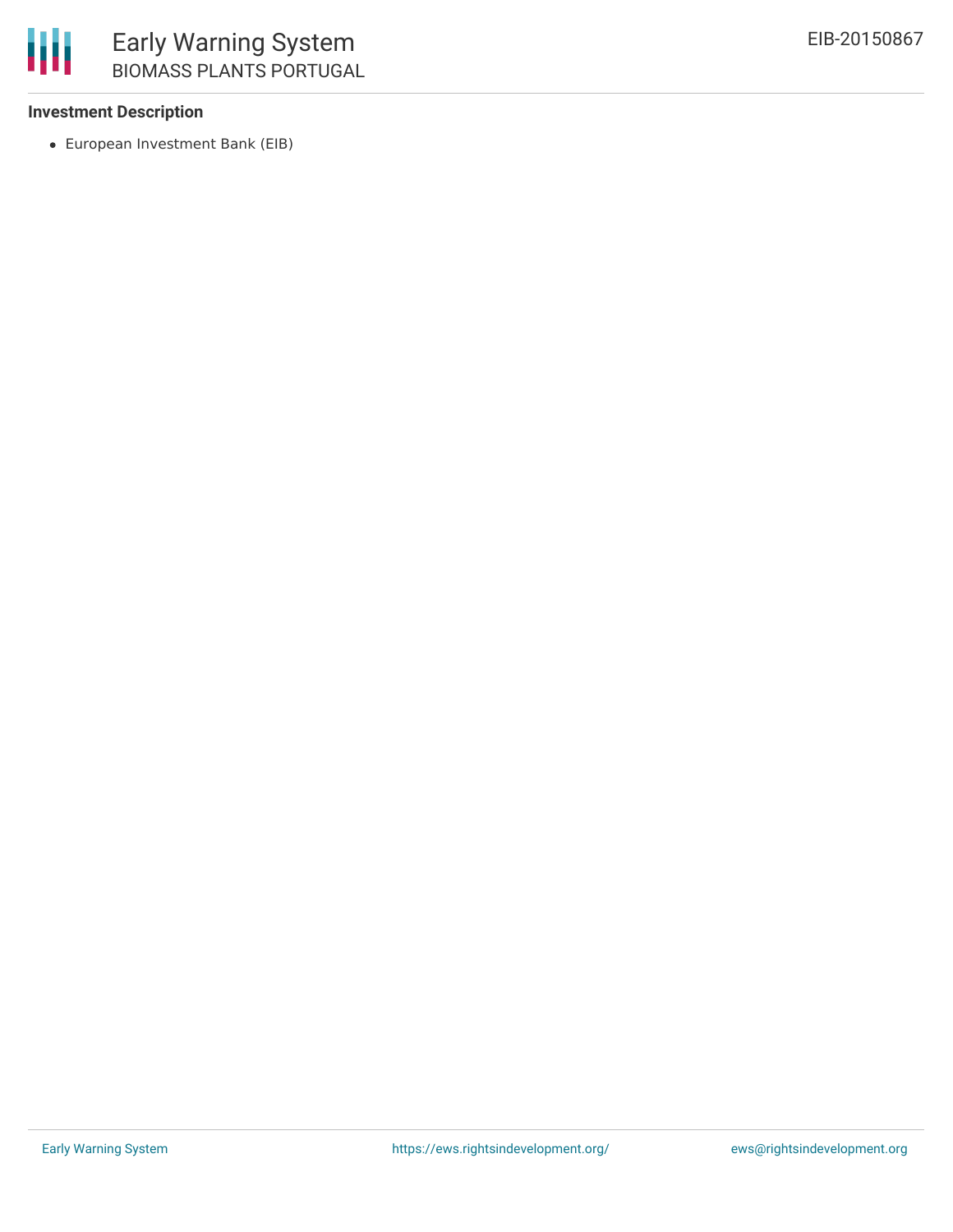**Investment Description**

- European Investment Bank (EIB)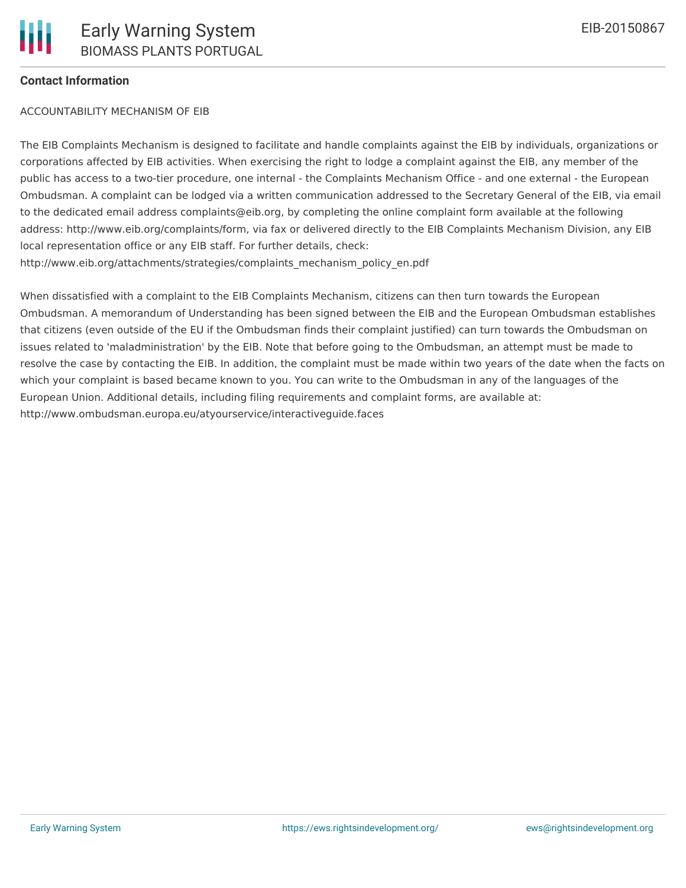**Contact Information**

ACCOUNTABILITY MECHANISM OF EIB

The EIB Complaints Mechanism is designed to facilitate and handle complaints against the EIB by individuals, organizations or corporations affected by EIB activities. When exercising the right to lodge a complaint against the EIB, any member of the public has access to a two-tier procedure, one internal - the Complaints Mechanism Office - and one external - the European Ombudsman. A complaint can be lodged via a written communication addressed to the Secretary General of the EIB, via email to the dedicated email address complaints@eib.org, by completing the online complaint form available at the following address: http://www.eib.org/complaints/form, via fax or delivered directly to the EIB Complaints Mechanism Division, any EIB local representation office or any EIB staff. For further details, check: http://www.eib.org/attachments/strategies/complaints_mechanism_policy_en.pdf

When dissatisfied with a complaint to the EIB Complaints Mechanism, citizens can then turn towards the European Ombudsman. A memorandum of Understanding has been signed between the EIB and the European Ombudsman establishes that citizens (even outside of the EU if the Ombudsman finds their complaint justified) can turn towards the Ombudsman on issues related to 'maladministration' by the EIB. Note that before going to the Ombudsman, an attempt must be made to resolve the case by contacting the EIB. In addition, the complaint must be made within two years of the date when the facts on which your complaint is based became known to you. You can write to the Ombudsman in any of the languages of the European Union. Additional details, including filing requirements and complaint forms, are available at: http://www.ombudsman.europa.eu/atyourservice/interactiveguide.faces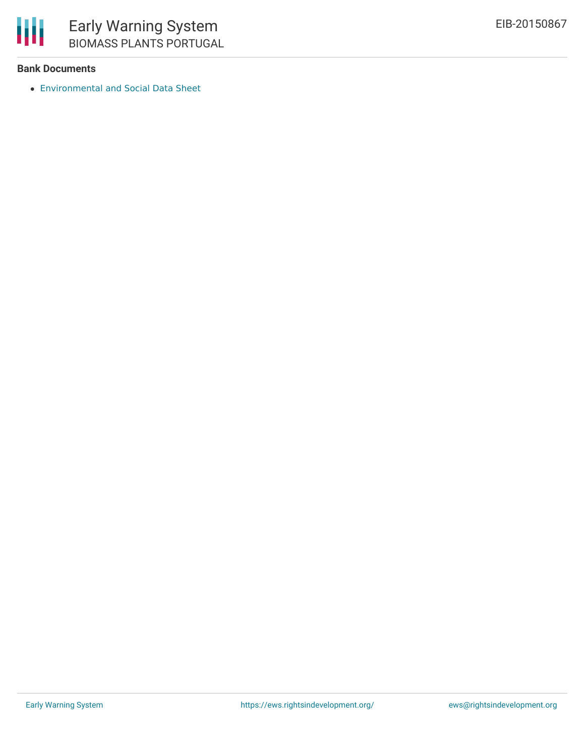**Bank Documents**

- Environmental and Social Data Sheet